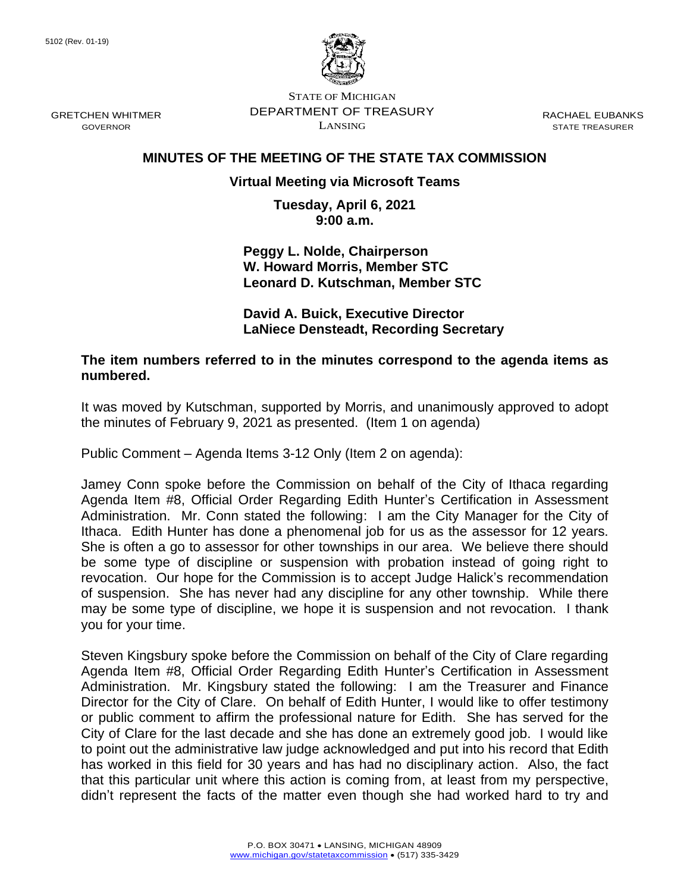5102 (Rev. 01-19)

STATE OF MICHIGAN
DEPARTMENT OF TREASURY
LANSING

GRETCHEN WHITMER
GOVERNOR

RACHAEL EUBANKS
STATE TREASURER

## MINUTES OF THE MEETING OF THE STATE TAX COMMISSION

**Virtual Meeting via Microsoft Teams**

**Tuesday, April 6, 2021**
**9:00 a.m.**

**Peggy L. Nolde, Chairperson**
**W. Howard Morris, Member STC**
**Leonard D. Kutschman, Member STC**

**David A. Buick, Executive Director**
**LaNiece Densteadt, Recording Secretary**

**The item numbers referred to in the minutes correspond to the agenda items as numbered.**

It was moved by Kutschman, supported by Morris, and unanimously approved to adopt the minutes of February 9, 2021 as presented. (Item 1 on agenda)

Public Comment – Agenda Items 3-12 Only (Item 2 on agenda):

Jamey Conn spoke before the Commission on behalf of the City of Ithaca regarding Agenda Item #8, Official Order Regarding Edith Hunter's Certification in Assessment Administration. Mr. Conn stated the following: I am the City Manager for the City of Ithaca. Edith Hunter has done a phenomenal job for us as the assessor for 12 years. She is often a go to assessor for other townships in our area. We believe there should be some type of discipline or suspension with probation instead of going right to revocation. Our hope for the Commission is to accept Judge Halick's recommendation of suspension. She has never had any discipline for any other township. While there may be some type of discipline, we hope it is suspension and not revocation. I thank you for your time.

Steven Kingsbury spoke before the Commission on behalf of the City of Clare regarding Agenda Item #8, Official Order Regarding Edith Hunter's Certification in Assessment Administration. Mr. Kingsbury stated the following: I am the Treasurer and Finance Director for the City of Clare. On behalf of Edith Hunter, I would like to offer testimony or public comment to affirm the professional nature for Edith. She has served for the City of Clare for the last decade and she has done an extremely good job. I would like to point out the administrative law judge acknowledged and put into his record that Edith has worked in this field for 30 years and has had no disciplinary action. Also, the fact that this particular unit where this action is coming from, at least from my perspective, didn't represent the facts of the matter even though she had worked hard to try and

P.O. BOX 30471 • LANSING, MICHIGAN 48909
www.michigan.gov/statetaxcommission • (517) 335-3429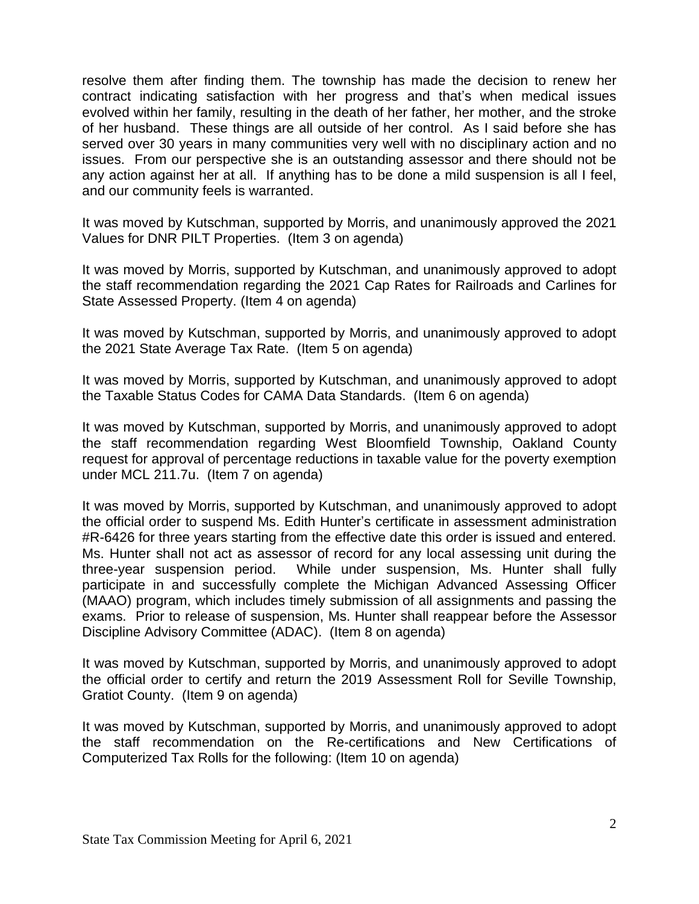resolve them after finding them. The township has made the decision to renew her contract indicating satisfaction with her progress and that's when medical issues evolved within her family, resulting in the death of her father, her mother, and the stroke of her husband. These things are all outside of her control. As I said before she has served over 30 years in many communities very well with no disciplinary action and no issues. From our perspective she is an outstanding assessor and there should not be any action against her at all. If anything has to be done a mild suspension is all I feel, and our community feels is warranted.

It was moved by Kutschman, supported by Morris, and unanimously approved the 2021 Values for DNR PILT Properties. (Item 3 on agenda)

It was moved by Morris, supported by Kutschman, and unanimously approved to adopt the staff recommendation regarding the 2021 Cap Rates for Railroads and Carlines for State Assessed Property. (Item 4 on agenda)

It was moved by Kutschman, supported by Morris, and unanimously approved to adopt the 2021 State Average Tax Rate. (Item 5 on agenda)

It was moved by Morris, supported by Kutschman, and unanimously approved to adopt the Taxable Status Codes for CAMA Data Standards. (Item 6 on agenda)

It was moved by Kutschman, supported by Morris, and unanimously approved to adopt the staff recommendation regarding West Bloomfield Township, Oakland County request for approval of percentage reductions in taxable value for the poverty exemption under MCL 211.7u. (Item 7 on agenda)

It was moved by Morris, supported by Kutschman, and unanimously approved to adopt the official order to suspend Ms. Edith Hunter's certificate in assessment administration #R-6426 for three years starting from the effective date this order is issued and entered. Ms. Hunter shall not act as assessor of record for any local assessing unit during the three-year suspension period. While under suspension, Ms. Hunter shall fully participate in and successfully complete the Michigan Advanced Assessing Officer (MAAO) program, which includes timely submission of all assignments and passing the exams. Prior to release of suspension, Ms. Hunter shall reappear before the Assessor Discipline Advisory Committee (ADAC). (Item 8 on agenda)

It was moved by Kutschman, supported by Morris, and unanimously approved to adopt the official order to certify and return the 2019 Assessment Roll for Seville Township, Gratiot County. (Item 9 on agenda)

It was moved by Kutschman, supported by Morris, and unanimously approved to adopt the staff recommendation on the Re-certifications and New Certifications of Computerized Tax Rolls for the following: (Item 10 on agenda)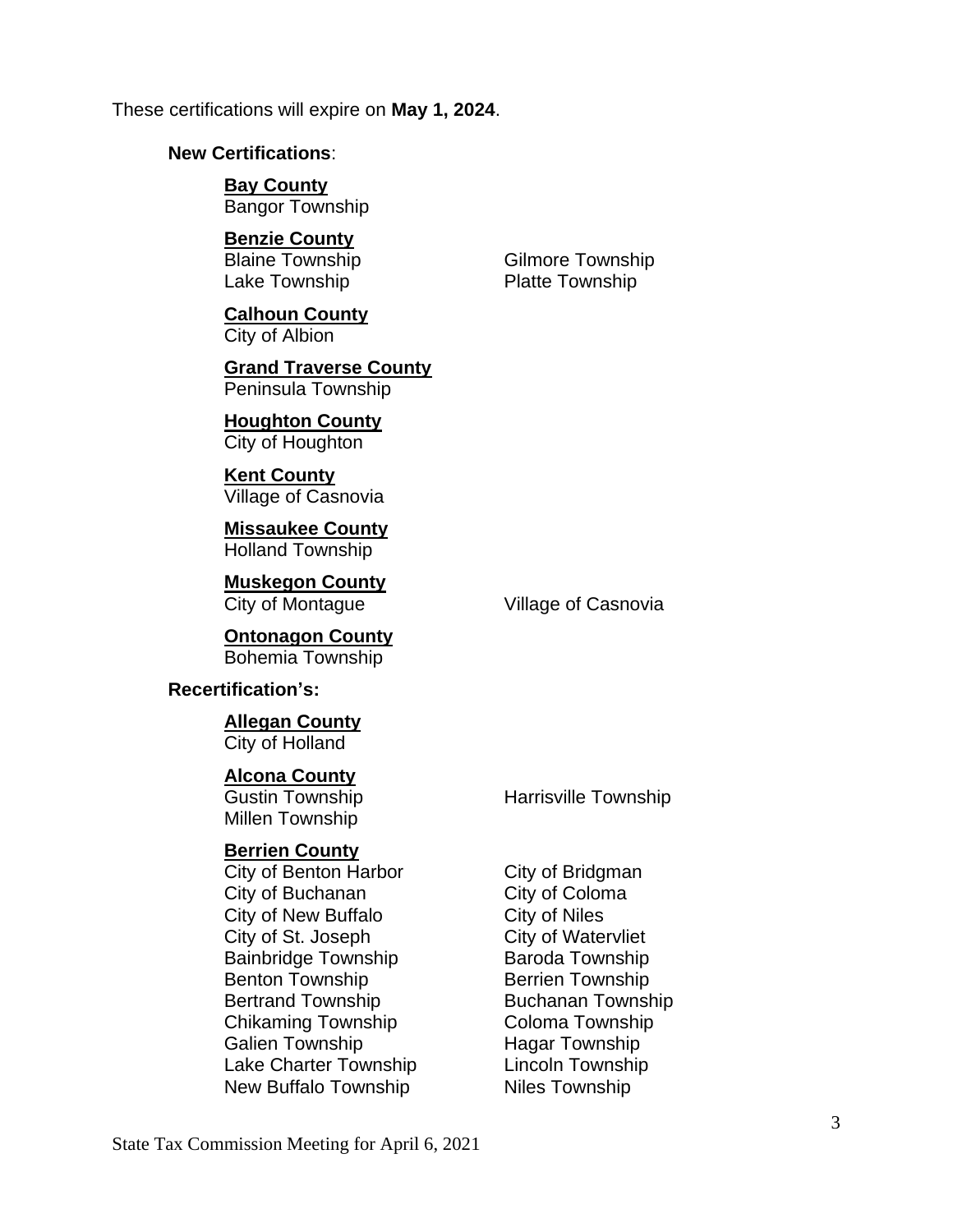These certifications will expire on **May 1, 2024**.

**New Certifications**:

**Bay County**
Bangor Township

**Benzie County**
Blaine Township
Gilmore Township
Lake Township
Platte Township

**Calhoun County**
City of Albion

**Grand Traverse County**
Peninsula Township

**Houghton County**
City of Houghton

**Kent County**
Village of Casnovia

**Missaukee County**
Holland Township

**Muskegon County**
City of Montague
Village of Casnovia

**Ontonagon County**
Bohemia Township

**Recertification's:**

**Allegan County**
City of Holland

**Alcona County**
Gustin Township
Harrisville Township
Millen Township

**Berrien County**
City of Benton Harbor
City of Bridgman
City of Buchanan
City of Coloma
City of New Buffalo
City of Niles
City of St. Joseph
City of Watervliet
Bainbridge Township
Baroda Township
Benton Township
Berrien Township
Bertrand Township
Buchanan Township
Chikaming Township
Coloma Township
Galien Township
Hagar Township
Lake Charter Township
Lincoln Township
New Buffalo Township
Niles Township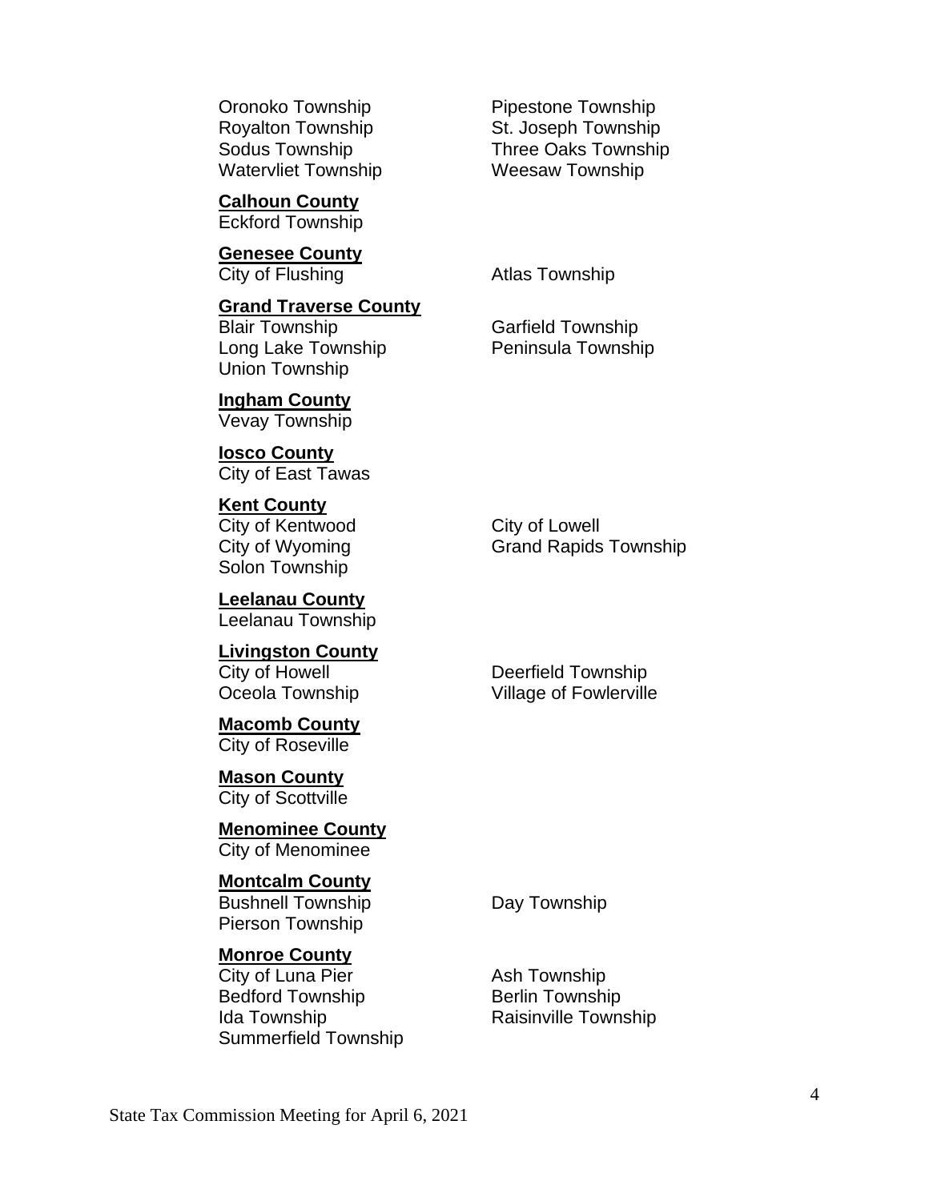Oronoko Township
Pipestone Township
Royalton Township
St. Joseph Township
Sodus Township
Three Oaks Township
Watervliet Township
Weesaw Township

**Calhoun County**

Eckford Township

**Genesee County**

City of Flushing
Atlas Township

**Grand Traverse County**

Blair Township
Garfield Township
Long Lake Township
Peninsula Township
Union Township

**Ingham County**

Vevay Township

**Iosco County**

City of East Tawas

**Kent County**

City of Kentwood
City of Lowell
City of Wyoming
Grand Rapids Township
Solon Township

**Leelanau County**

Leelanau Township

**Livingston County**

City of Howell
Deerfield Township
Oceola Township
Village of Fowlerville

**Macomb County**

City of Roseville

**Mason County**

City of Scottville

**Menominee County**

City of Menominee

**Montcalm County**

Bushnell Township
Day Township
Pierson Township

**Monroe County**

City of Luna Pier
Ash Township
Bedford Township
Berlin Township
Ida Township
Raisinville Township
Summerfield Township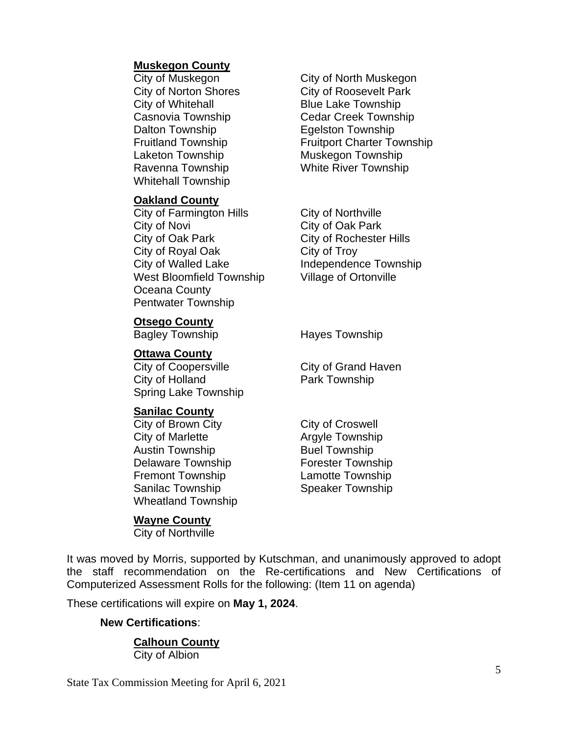**Muskegon County**

City of Muskegon
City of North Muskegon
City of Norton Shores
City of Roosevelt Park
City of Whitehall
Blue Lake Township
Casnovia Township
Cedar Creek Township
Dalton Township
Egelston Township
Fruitland Township
Fruitport Charter Township
Laketon Township
Muskegon Township
Ravenna Township
White River Township
Whitehall Township

**Oakland County**

City of Farmington Hills
City of Northville
City of Novi
City of Oak Park
City of Oak Park
City of Rochester Hills
City of Royal Oak
City of Troy
City of Walled Lake
Independence Township
West Bloomfield Township
Village of Ortonville
Oceana County
Pentwater Township

**Otsego County**

Bagley Township
Hayes Township

**Ottawa County**

City of Coopersville
City of Grand Haven
City of Holland
Park Township
Spring Lake Township

**Sanilac County**

City of Brown City
City of Croswell
City of Marlette
Argyle Township
Austin Township
Buel Township
Delaware Township
Forester Township
Fremont Township
Lamotte Township
Sanilac Township
Speaker Township
Wheatland Township

**Wayne County**

City of Northville

It was moved by Morris, supported by Kutschman, and unanimously approved to adopt the staff recommendation on the Re-certifications and New Certifications of Computerized Assessment Rolls for the following: (Item 11 on agenda)

These certifications will expire on **May 1, 2024**.

**New Certifications**:

**Calhoun County**

City of Albion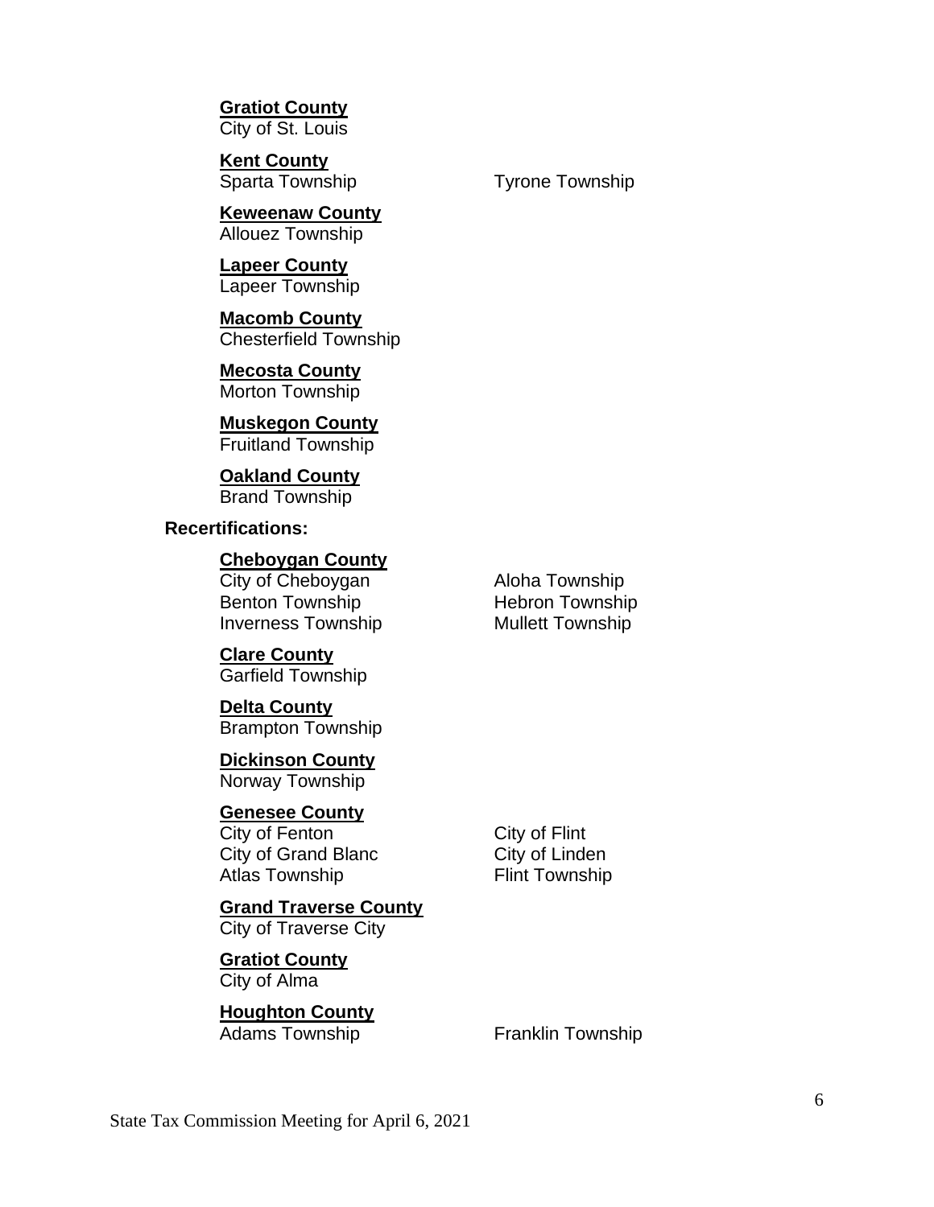**Gratiot County**
City of St. Louis

**Kent County**
Sparta Township
Tyrone Township

**Keweenaw County**
Allouez Township

**Lapeer County**
Lapeer Township

**Macomb County**
Chesterfield Township

**Mecosta County**
Morton Township

**Muskegon County**
Fruitland Township

**Oakland County**
Brand Township

**Recertifications:**

**Cheboygan County**
City of Cheboygan
Aloha Township
Benton Township
Hebron Township
Inverness Township
Mullett Township

**Clare County**
Garfield Township

**Delta County**
Brampton Township

**Dickinson County**
Norway Township

**Genesee County**
City of Fenton
City of Flint
City of Grand Blanc
City of Linden
Atlas Township
Flint Township

**Grand Traverse County**
City of Traverse City

**Gratiot County**
City of Alma

**Houghton County**
Adams Township
Franklin Township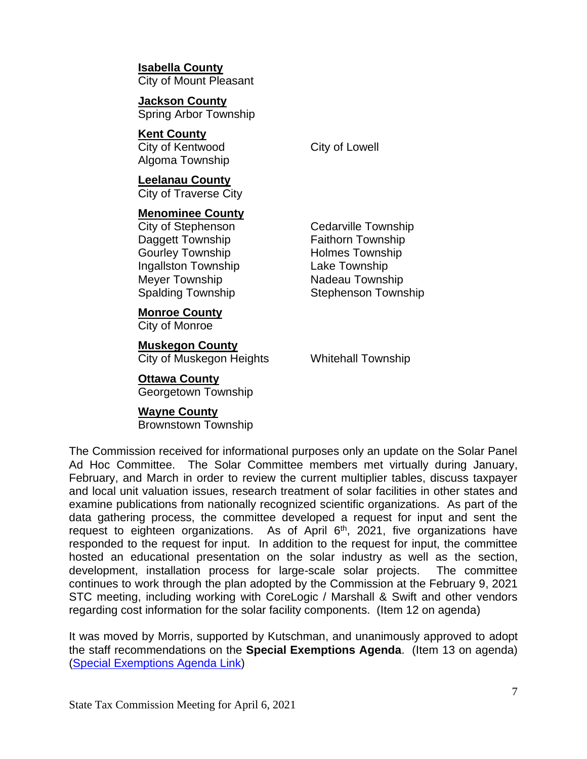**Isabella County**
City of Mount Pleasant

**Jackson County**
Spring Arbor Township

**Kent County**
City of Kentwood
Algoma Township
City of Lowell

**Leelanau County**
City of Traverse City

**Menominee County**
City of Stephenson
Daggett Township
Gourley Township
Ingallston Township
Meyer Township
Spalding Township
Cedarville Township
Faithorn Township
Holmes Township
Lake Township
Nadeau Township
Stephenson Township

**Monroe County**
City of Monroe

**Muskegon County**
City of Muskegon Heights
Whitehall Township

**Ottawa County**
Georgetown Township

**Wayne County**
Brownstown Township

The Commission received for informational purposes only an update on the Solar Panel Ad Hoc Committee. The Solar Committee members met virtually during January, February, and March in order to review the current multiplier tables, discuss taxpayer and local unit valuation issues, research treatment of solar facilities in other states and examine publications from nationally recognized scientific organizations. As part of the data gathering process, the committee developed a request for input and sent the request to eighteen organizations. As of April 6th, 2021, five organizations have responded to the request for input. In addition to the request for input, the committee hosted an educational presentation on the solar industry as well as the section, development, installation process for large-scale solar projects. The committee continues to work through the plan adopted by the Commission at the February 9, 2021 STC meeting, including working with CoreLogic / Marshall & Swift and other vendors regarding cost information for the solar facility components. (Item 12 on agenda)

It was moved by Morris, supported by Kutschman, and unanimously approved to adopt the staff recommendations on the **Special Exemptions Agenda**. (Item 13 on agenda) (Special Exemptions Agenda Link)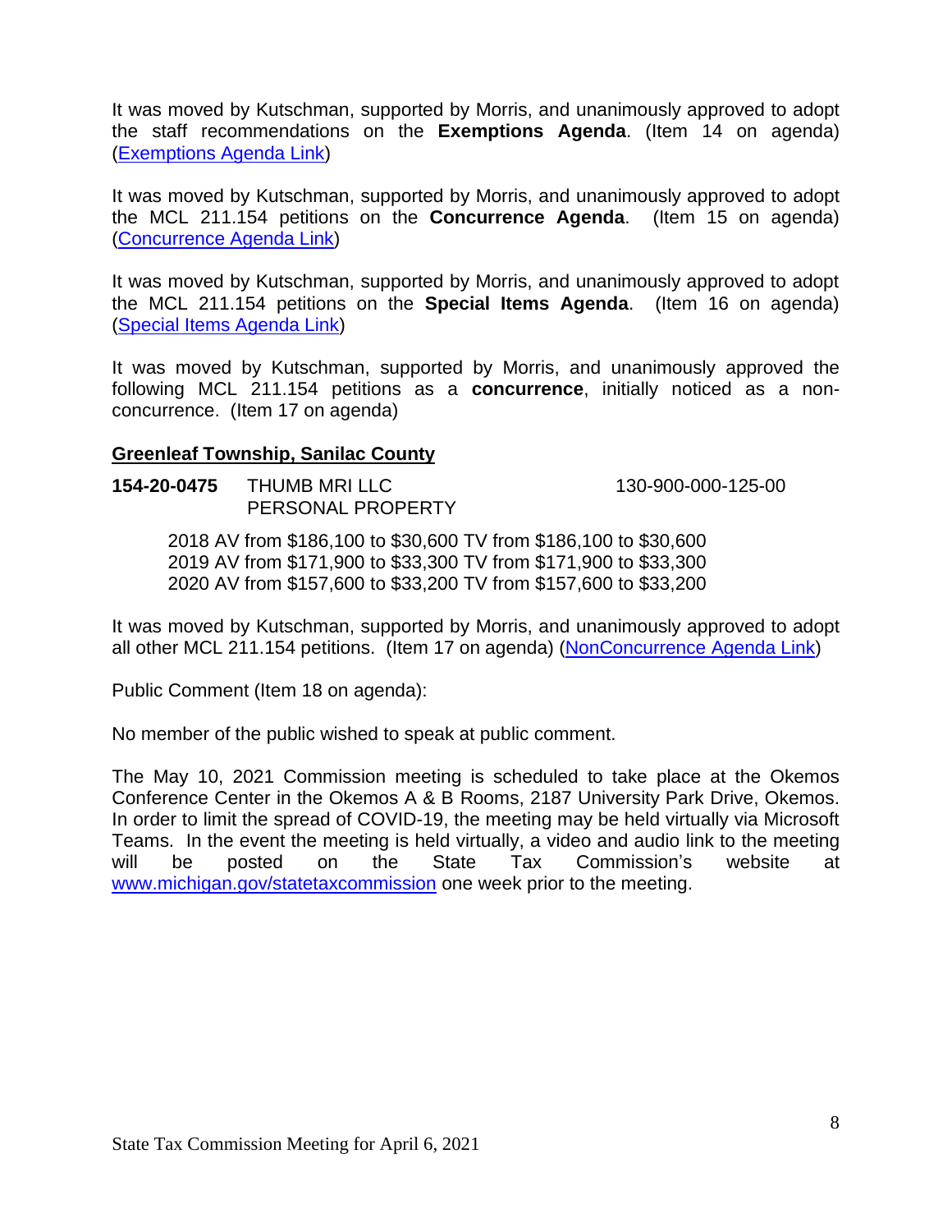It was moved by Kutschman, supported by Morris, and unanimously approved to adopt the staff recommendations on the **Exemptions Agenda**. (Item 14 on agenda) (Exemptions Agenda Link)

It was moved by Kutschman, supported by Morris, and unanimously approved to adopt the MCL 211.154 petitions on the **Concurrence Agenda**. (Item 15 on agenda) (Concurrence Agenda Link)

It was moved by Kutschman, supported by Morris, and unanimously approved to adopt the MCL 211.154 petitions on the **Special Items Agenda**. (Item 16 on agenda) (Special Items Agenda Link)

It was moved by Kutschman, supported by Morris, and unanimously approved the following MCL 211.154 petitions as a **concurrence**, initially noticed as a non-concurrence. (Item 17 on agenda)

**Greenleaf Township, Sanilac County**

**154-20-0475** THUMB MRI LLC 130-900-000-125-00
PERSONAL PROPERTY

2018 AV from $186,100 to $30,600 TV from $186,100 to $30,600
2019 AV from $171,900 to $33,300 TV from $171,900 to $33,300
2020 AV from $157,600 to $33,200 TV from $157,600 to $33,200

It was moved by Kutschman, supported by Morris, and unanimously approved to adopt all other MCL 211.154 petitions. (Item 17 on agenda) (NonConcurrence Agenda Link)

Public Comment (Item 18 on agenda):

No member of the public wished to speak at public comment.

The May 10, 2021 Commission meeting is scheduled to take place at the Okemos Conference Center in the Okemos A & B Rooms, 2187 University Park Drive, Okemos. In order to limit the spread of COVID-19, the meeting may be held virtually via Microsoft Teams. In the event the meeting is held virtually, a video and audio link to the meeting will be posted on the State Tax Commission's website at www.michigan.gov/statetaxcommission one week prior to the meeting.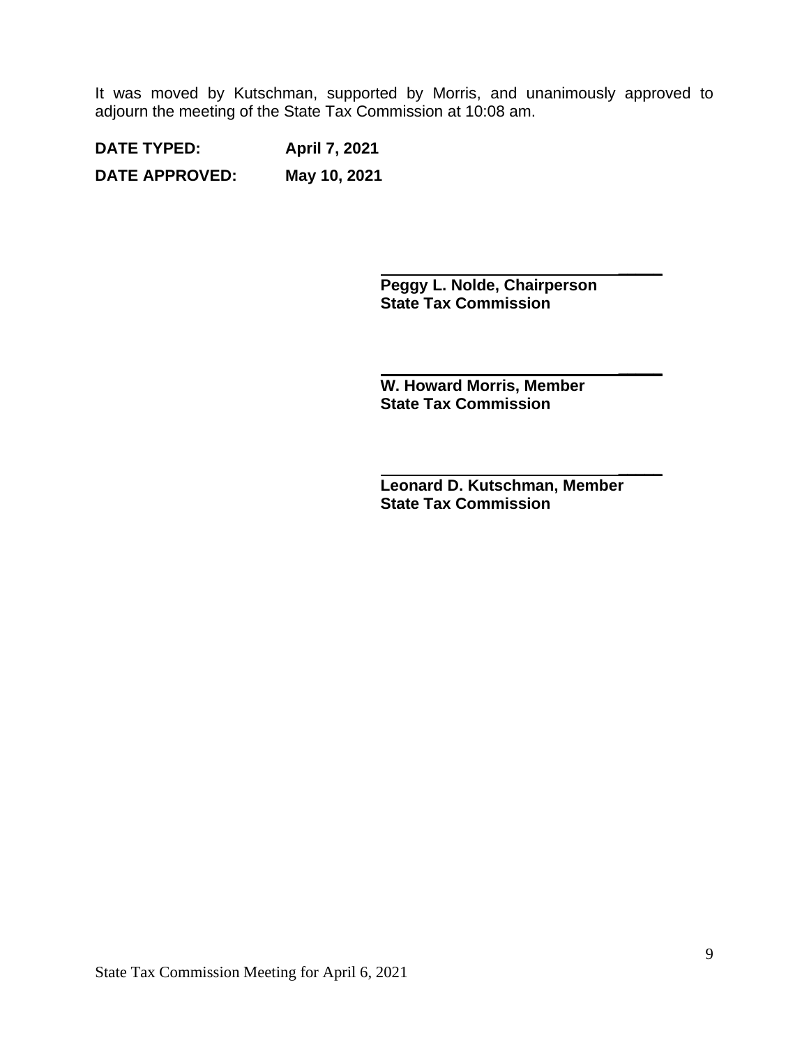It was moved by Kutschman, supported by Morris, and unanimously approved to adjourn the meeting of the State Tax Commission at 10:08 am.

**DATE TYPED:** **April 7, 2021**

**DATE APPROVED:** **May 10, 2021**

**Peggy L. Nolde, Chairperson**
**State Tax Commission**

**W. Howard Morris, Member**
**State Tax Commission**

**Leonard D. Kutschman, Member**
**State Tax Commission**